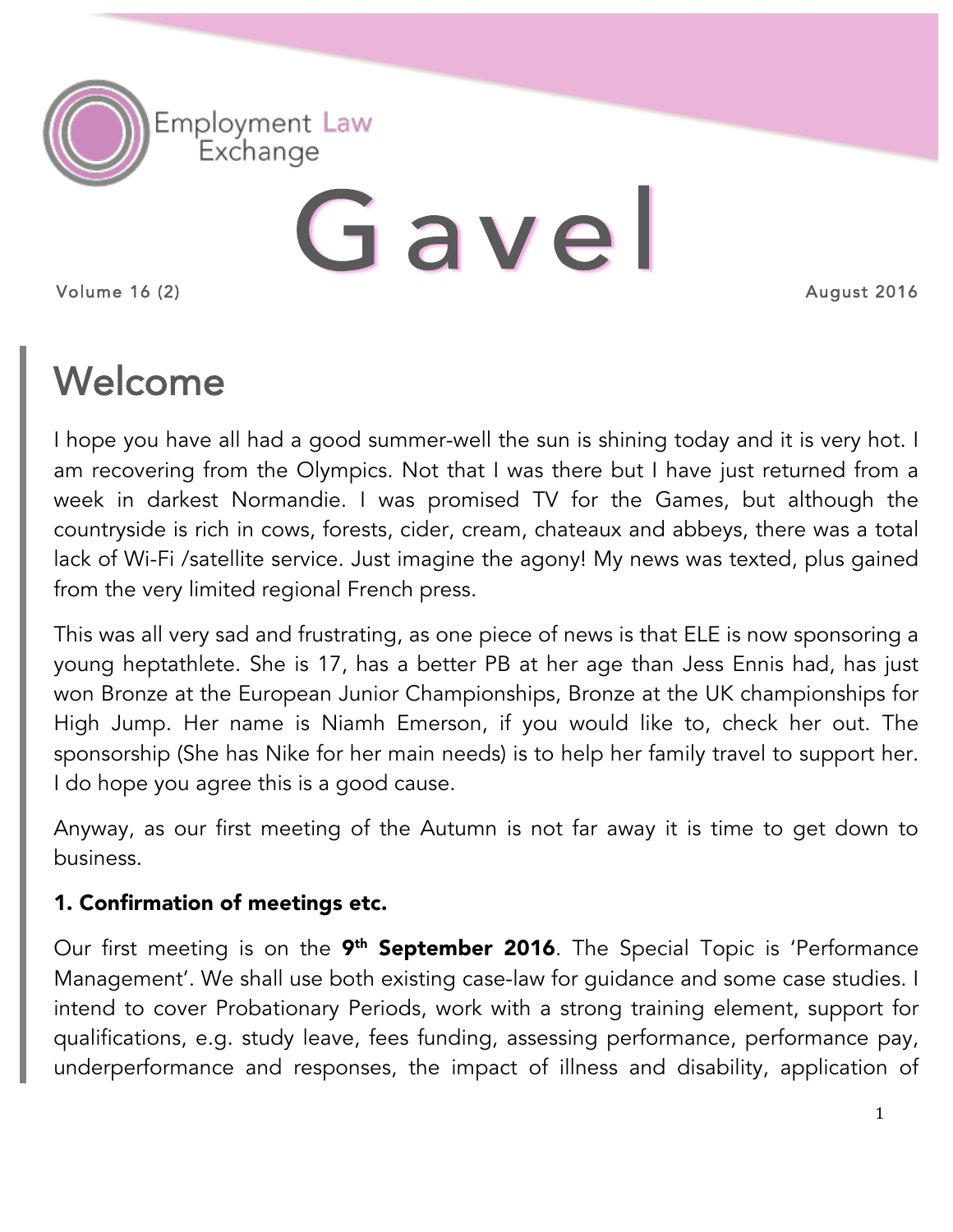Employment Law Exchange

# Gavel

Volume 16 (2) — August 2016

## Welcome

I hope you have all had a good summer-well the sun is shining today and it is very hot. I am recovering from the Olympics. Not that I was there but I have just returned from a week in darkest Normandie. I was promised TV for the Games, but although the countryside is rich in cows, forests, cider, cream, chateaux and abbeys, there was a total lack of Wi-Fi /satellite service. Just imagine the agony! My news was texted, plus gained from the very limited regional French press.

This was all very sad and frustrating, as one piece of news is that ELE is now sponsoring a young heptathlete. She is 17, has a better PB at her age than Jess Ennis had, has just won Bronze at the European Junior Championships, Bronze at the UK championships for High Jump. Her name is Niamh Emerson, if you would like to, check her out. The sponsorship (She has Nike for her main needs) is to help her family travel to support her. I do hope you agree this is a good cause.

Anyway, as our first meeting of the Autumn is not far away it is time to get down to business.

### 1. Confirmation of meetings etc.

Our first meeting is on the **9th September 2016**. The Special Topic is 'Performance Management'. We shall use both existing case-law for guidance and some case studies. I intend to cover Probationary Periods, work with a strong training element, support for qualifications, e.g. study leave, fees funding, assessing performance, performance pay, underperformance and responses, the impact of illness and disability, application of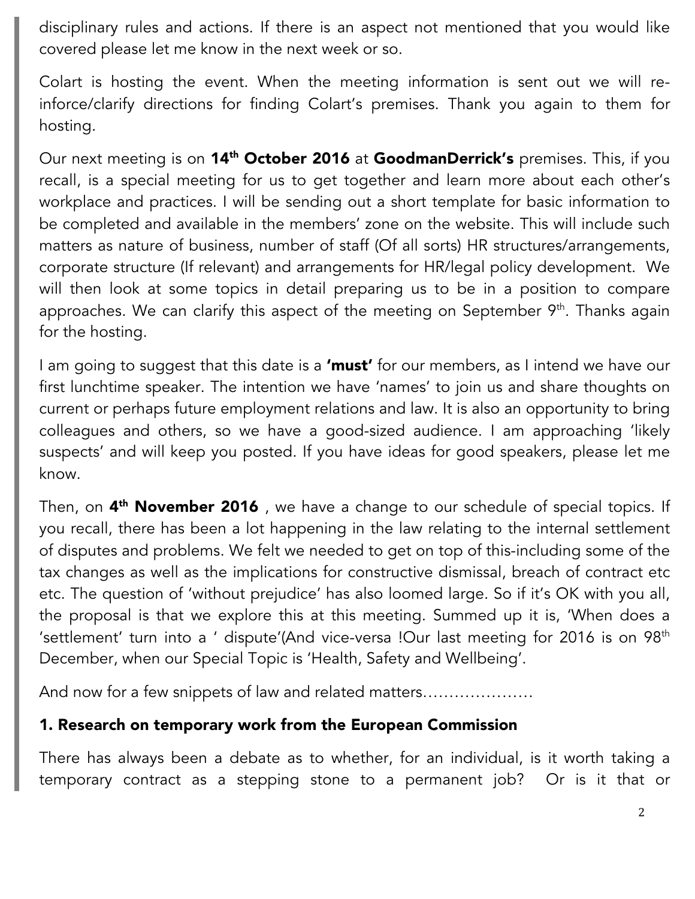disciplinary rules and actions. If there is an aspect not mentioned that you would like covered please let me know in the next week or so.

Colart is hosting the event. When the meeting information is sent out we will re-inforce/clarify directions for finding Colart's premises. Thank you again to them for hosting.

Our next meeting is on **14th October 2016** at **GoodmanDerrick's** premises. This, if you recall, is a special meeting for us to get together and learn more about each other's workplace and practices. I will be sending out a short template for basic information to be completed and available in the members' zone on the website. This will include such matters as nature of business, number of staff (Of all sorts) HR structures/arrangements, corporate structure (If relevant) and arrangements for HR/legal policy development. We will then look at some topics in detail preparing us to be in a position to compare approaches. We can clarify this aspect of the meeting on September 9th. Thanks again for the hosting.

I am going to suggest that this date is a **'must'** for our members, as I intend we have our first lunchtime speaker. The intention we have 'names' to join us and share thoughts on current or perhaps future employment relations and law. It is also an opportunity to bring colleagues and others, so we have a good-sized audience. I am approaching 'likely suspects' and will keep you posted. If you have ideas for good speakers, please let me know.

Then, on **4th November 2016** , we have a change to our schedule of special topics. If you recall, there has been a lot happening in the law relating to the internal settlement of disputes and problems. We felt we needed to get on top of this-including some of the tax changes as well as the implications for constructive dismissal, breach of contract etc etc. The question of 'without prejudice' has also loomed large. So if it's OK with you all, the proposal is that we explore this at this meeting. Summed up it is, 'When does a 'settlement' turn into a ' dispute'(And vice-versa !Our last meeting for 2016 is on 98th December, when our Special Topic is 'Health, Safety and Wellbeing'.

And now for a few snippets of law and related matters…………………

## 1. Research on temporary work from the European Commission

There has always been a debate as to whether, for an individual, is it worth taking a temporary contract as a stepping stone to a permanent job? Or is it that or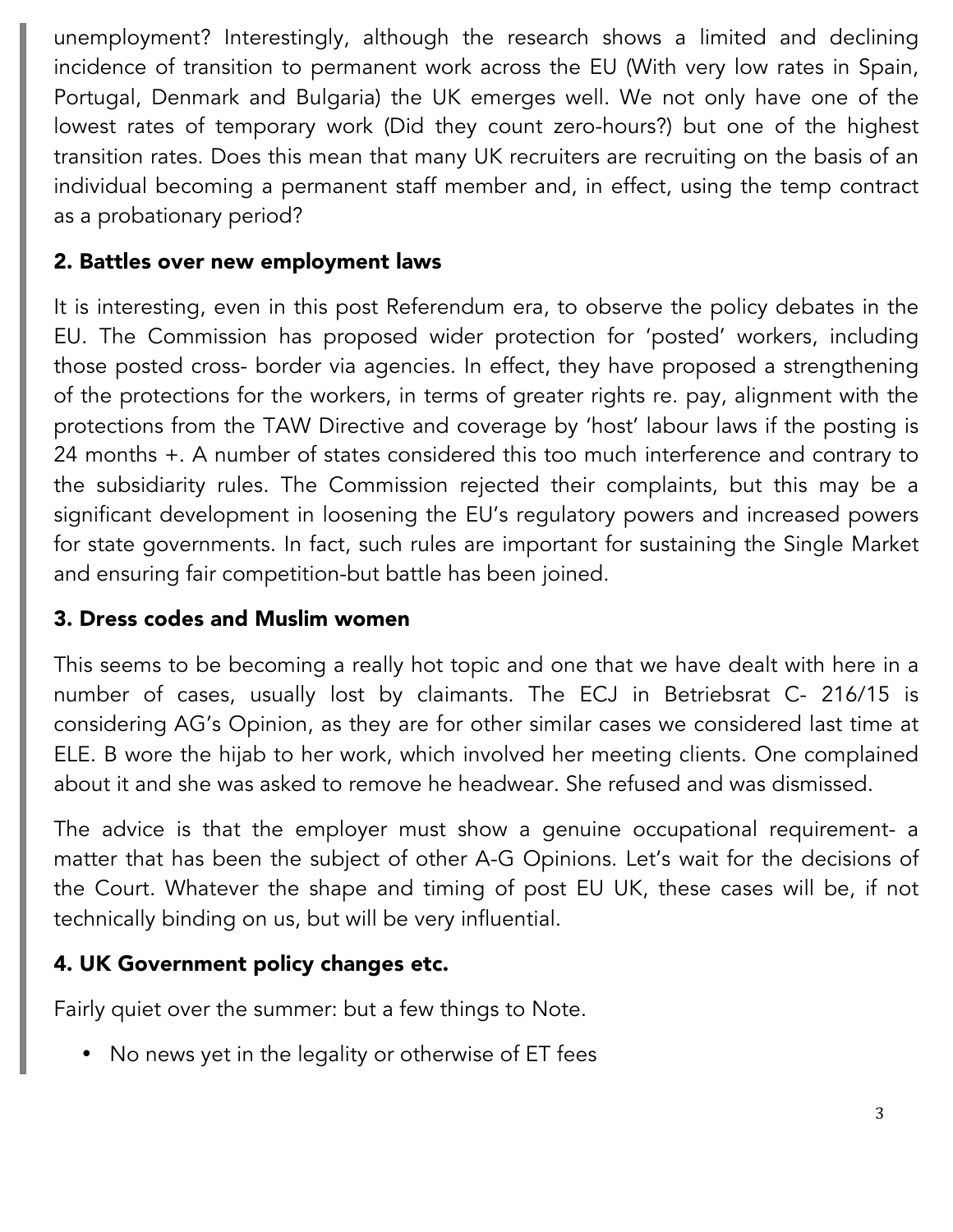unemployment? Interestingly, although the research shows a limited and declining incidence of transition to permanent work across the EU (With very low rates in Spain, Portugal, Denmark and Bulgaria) the UK emerges well. We not only have one of the lowest rates of temporary work (Did they count zero-hours?) but one of the highest transition rates. Does this mean that many UK recruiters are recruiting on the basis of an individual becoming a permanent staff member and, in effect, using the temp contract as a probationary period?

## 2. Battles over new employment laws

It is interesting, even in this post Referendum era, to observe the policy debates in the EU. The Commission has proposed wider protection for 'posted' workers, including those posted cross- border via agencies. In effect, they have proposed a strengthening of the protections for the workers, in terms of greater rights re. pay, alignment with the protections from the TAW Directive and coverage by 'host' labour laws if the posting is 24 months +. A number of states considered this too much interference and contrary to the subsidiarity rules. The Commission rejected their complaints, but this may be a significant development in loosening the EU's regulatory powers and increased powers for state governments. In fact, such rules are important for sustaining the Single Market and ensuring fair competition-but battle has been joined.

## 3. Dress codes and Muslim women

This seems to be becoming a really hot topic and one that we have dealt with here in a number of cases, usually lost by claimants. The ECJ in Betriebsrat C- 216/15 is considering AG's Opinion, as they are for other similar cases we considered last time at ELE. B wore the hijab to her work, which involved her meeting clients. One complained about it and she was asked to remove he headwear. She refused and was dismissed.

The advice is that the employer must show a genuine occupational requirement- a matter that has been the subject of other A-G Opinions. Let's wait for the decisions of the Court. Whatever the shape and timing of post EU UK, these cases will be, if not technically binding on us, but will be very influential.

## 4. UK Government policy changes etc.

Fairly quiet over the summer: but a few things to Note.

- No news yet in the legality or otherwise of ET fees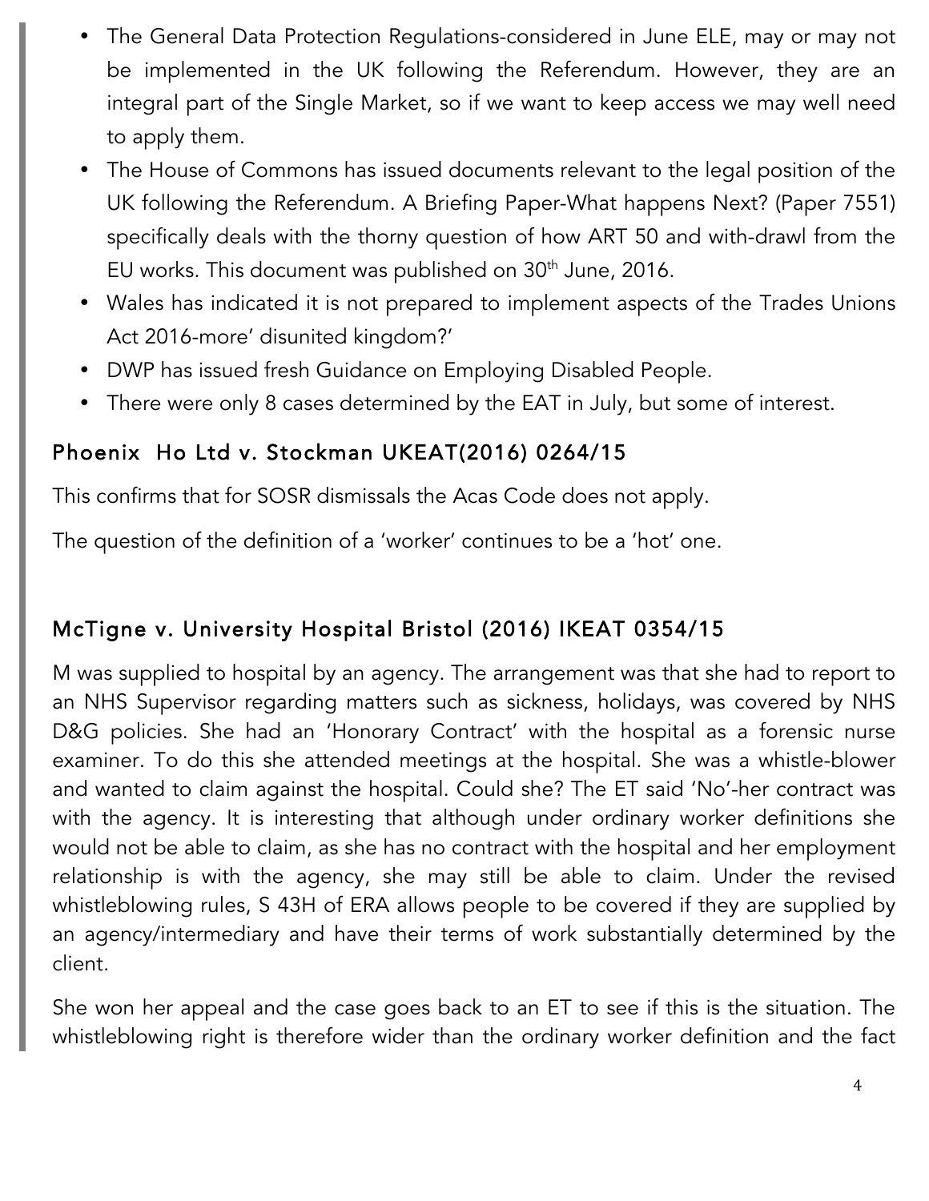- The General Data Protection Regulations-considered in June ELE, may or may not be implemented in the UK following the Referendum. However, they are an integral part of the Single Market, so if we want to keep access we may well need to apply them.
- The House of Commons has issued documents relevant to the legal position of the UK following the Referendum. A Briefing Paper-What happens Next? (Paper 7551) specifically deals with the thorny question of how ART 50 and with-drawl from the EU works. This document was published on 30th June, 2016.
- Wales has indicated it is not prepared to implement aspects of the Trades Unions Act 2016-more' disunited kingdom?'
- DWP has issued fresh Guidance on Employing Disabled People.
- There were only 8 cases determined by the EAT in July, but some of interest.

## Phoenix Ho Ltd v. Stockman UKEAT(2016) 0264/15

This confirms that for SOSR dismissals the Acas Code does not apply.

The question of the definition of a 'worker' continues to be a 'hot' one.

## McTigne v. University Hospital Bristol (2016) IKEAT 0354/15

M was supplied to hospital by an agency. The arrangement was that she had to report to an NHS Supervisor regarding matters such as sickness, holidays, was covered by NHS D&G policies. She had an 'Honorary Contract' with the hospital as a forensic nurse examiner. To do this she attended meetings at the hospital. She was a whistle-blower and wanted to claim against the hospital. Could she? The ET said 'No'-her contract was with the agency. It is interesting that although under ordinary worker definitions she would not be able to claim, as she has no contract with the hospital and her employment relationship is with the agency, she may still be able to claim. Under the revised whistleblowing rules, S 43H of ERA allows people to be covered if they are supplied by an agency/intermediary and have their terms of work substantially determined by the client.

She won her appeal and the case goes back to an ET to see if this is the situation. The whistleblowing right is therefore wider than the ordinary worker definition and the fact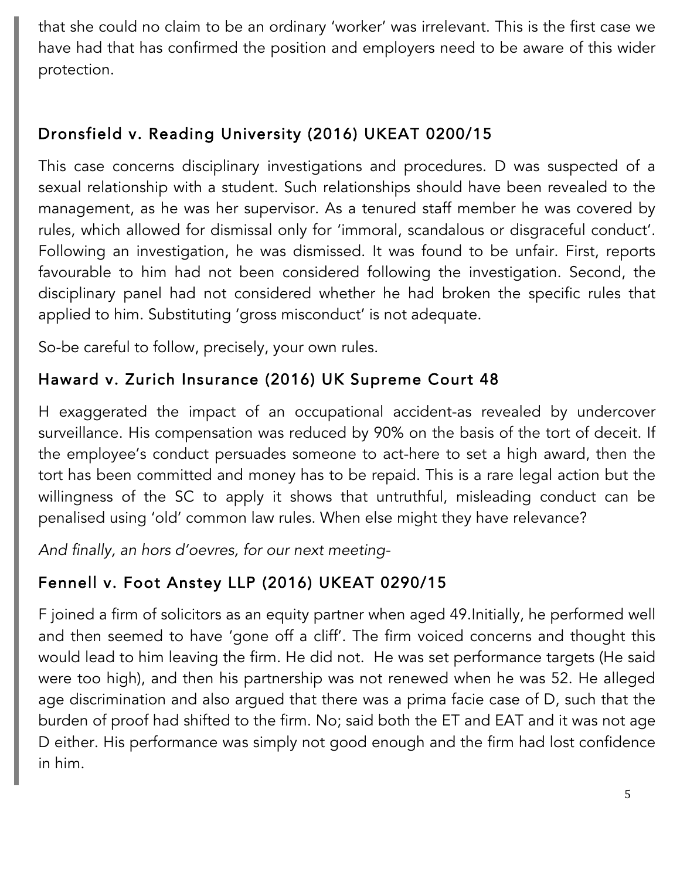that she could no claim to be an ordinary 'worker' was irrelevant. This is the first case we have had that has confirmed the position and employers need to be aware of this wider protection.

## Dronsfield v. Reading University (2016) UKEAT 0200/15

This case concerns disciplinary investigations and procedures. D was suspected of a sexual relationship with a student. Such relationships should have been revealed to the management, as he was her supervisor. As a tenured staff member he was covered by rules, which allowed for dismissal only for 'immoral, scandalous or disgraceful conduct'. Following an investigation, he was dismissed. It was found to be unfair. First, reports favourable to him had not been considered following the investigation. Second, the disciplinary panel had not considered whether he had broken the specific rules that applied to him. Substituting 'gross misconduct' is not adequate.

So-be careful to follow, precisely, your own rules.

## Haward v. Zurich Insurance (2016) UK Supreme Court 48

H exaggerated the impact of an occupational accident-as revealed by undercover surveillance. His compensation was reduced by 90% on the basis of the tort of deceit. If the employee's conduct persuades someone to act-here to set a high award, then the tort has been committed and money has to be repaid. This is a rare legal action but the willingness of the SC to apply it shows that untruthful, misleading conduct can be penalised using 'old' common law rules. When else might they have relevance?

*And finally, an hors d'oevres, for our next meeting-*

## Fennell v. Foot Anstey LLP (2016) UKEAT 0290/15

F joined a firm of solicitors as an equity partner when aged 49.Initially, he performed well and then seemed to have 'gone off a cliff'. The firm voiced concerns and thought this would lead to him leaving the firm. He did not. He was set performance targets (He said were too high), and then his partnership was not renewed when he was 52. He alleged age discrimination and also argued that there was a prima facie case of D, such that the burden of proof had shifted to the firm. No; said both the ET and EAT and it was not age D either. His performance was simply not good enough and the firm had lost confidence in him.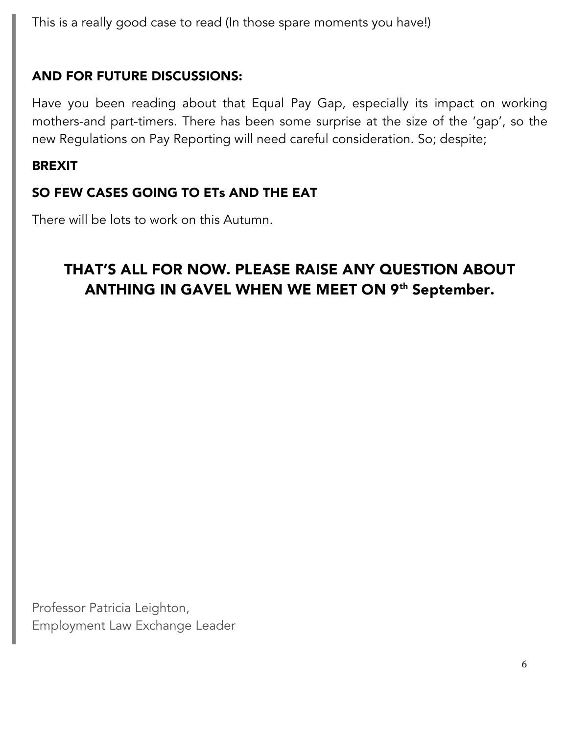This is a really good case to read (In those spare moments you have!)

### AND FOR FUTURE DISCUSSIONS:

Have you been reading about that Equal Pay Gap, especially its impact on working mothers-and part-timers. There has been some surprise at the size of the 'gap', so the new Regulations on Pay Reporting will need careful consideration. So; despite;

### BREXIT

### SO FEW CASES GOING TO ETs AND THE EAT

There will be lots to work on this Autumn.

## THAT'S ALL FOR NOW. PLEASE RAISE ANY QUESTION ABOUT ANTHING IN GAVEL WHEN WE MEET ON 9th September.

Professor Patricia Leighton,
Employment Law Exchange Leader